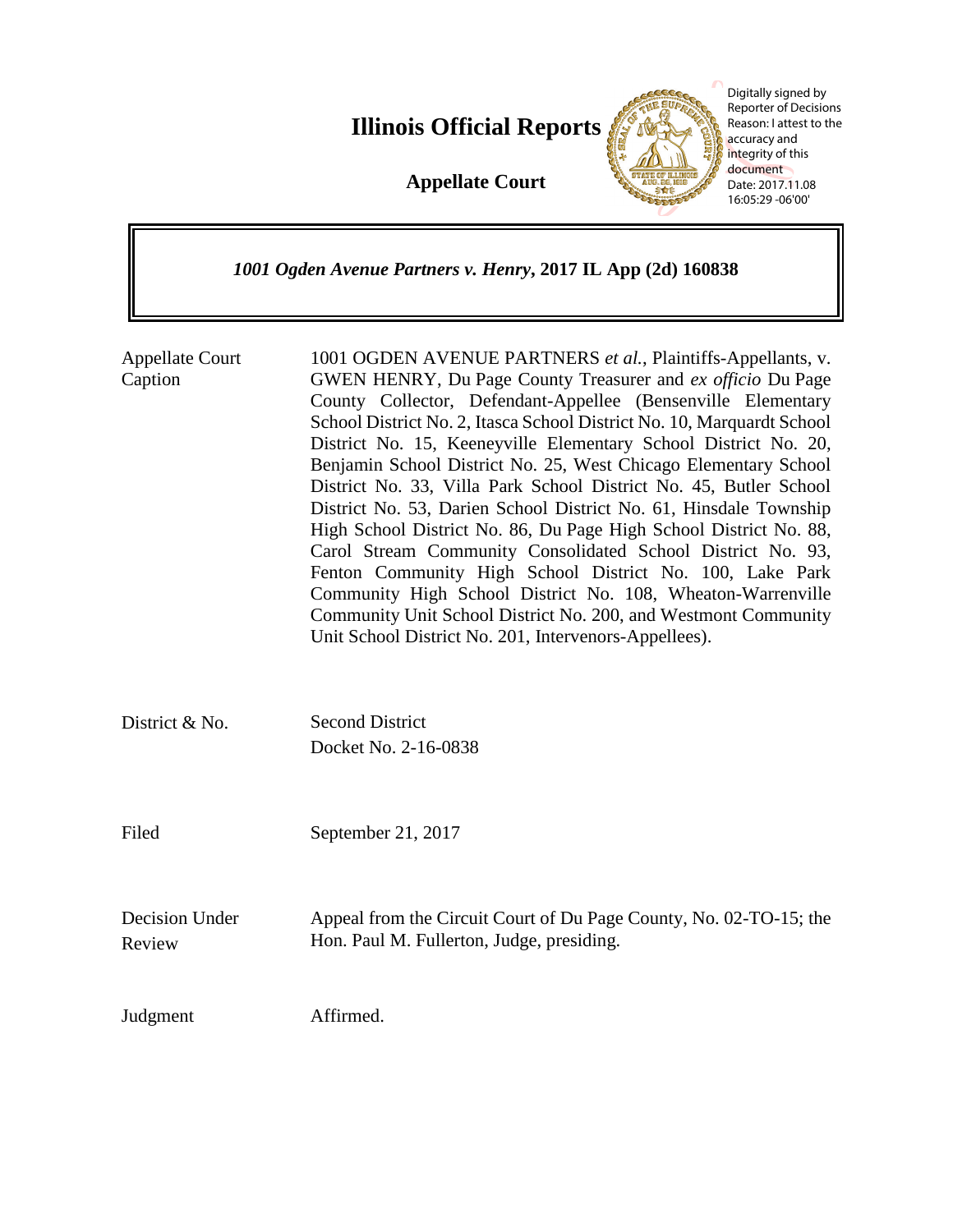# Illinois Official Reports

## Appellate Court

Digitally signed by Reporter of Decisions
Reason: I attest to the accuracy and integrity of this document
Date: 2017.11.08 16:05:29 -06'00'

***1001 Ogden Avenue Partners v. Henry*, 2017 IL App (2d) 160838**

| | |
|---|---|
| Appellate Court Caption | 1001 OGDEN AVENUE PARTNERS *et al.*, Plaintiffs-Appellants, v. GWEN HENRY, Du Page County Treasurer and *ex officio* Du Page County Collector, Defendant-Appellee (Bensenville Elementary School District No. 2, Itasca School District No. 10, Marquardt School District No. 15, Keeneyville Elementary School District No. 20, Benjamin School District No. 25, West Chicago Elementary School District No. 33, Villa Park School District No. 45, Butler School District No. 53, Darien School District No. 61, Hinsdale Township High School District No. 86, Du Page High School District No. 88, Carol Stream Community Consolidated School District No. 93, Fenton Community High School District No. 100, Lake Park Community High School District No. 108, Wheaton-Warrenville Community Unit School District No. 200, and Westmont Community Unit School District No. 201, Intervenors-Appellees). |
| District & No. | Second District<br>Docket No. 2-16-0838 |
| Filed | September 21, 2017 |
| Decision Under Review | Appeal from the Circuit Court of Du Page County, No. 02-TO-15; the Hon. Paul M. Fullerton, Judge, presiding. |
| Judgment | Affirmed. |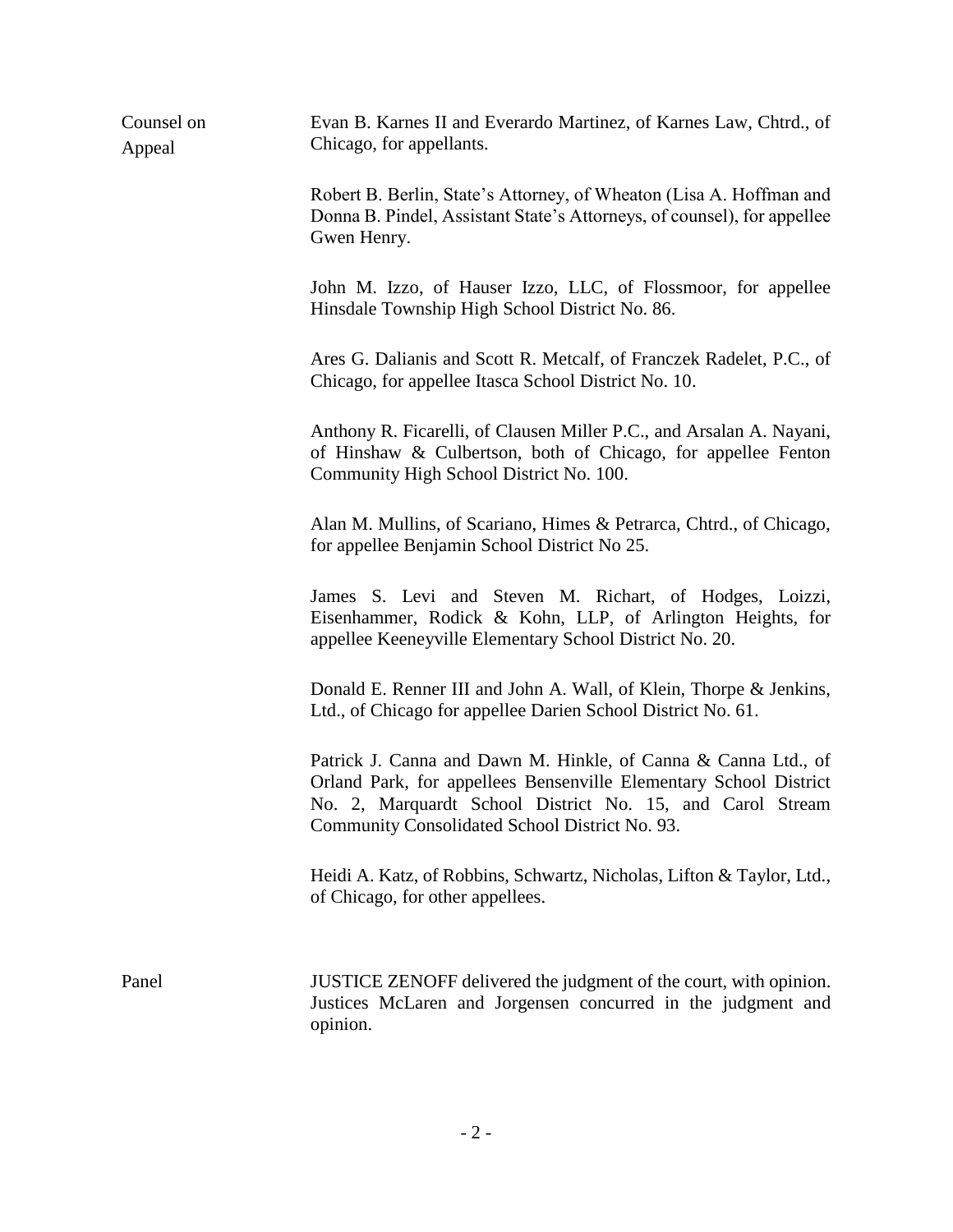| | |
|---|---|
| Counsel on Appeal | Evan B. Karnes II and Everardo Martinez, of Karnes Law, Chtrd., of Chicago, for appellants.<br><br>Robert B. Berlin, State's Attorney, of Wheaton (Lisa A. Hoffman and Donna B. Pindel, Assistant State's Attorneys, of counsel), for appellee Gwen Henry.<br><br>John M. Izzo, of Hauser Izzo, LLC, of Flossmoor, for appellee Hinsdale Township High School District No. 86.<br><br>Ares G. Dalianis and Scott R. Metcalf, of Franczek Radelet, P.C., of Chicago, for appellee Itasca School District No. 10.<br><br>Anthony R. Ficarelli, of Clausen Miller P.C., and Arsalan A. Nayani, of Hinshaw & Culbertson, both of Chicago, for appellee Fenton Community High School District No. 100.<br><br>Alan M. Mullins, of Scariano, Himes & Petrarca, Chtrd., of Chicago, for appellee Benjamin School District No 25.<br><br>James S. Levi and Steven M. Richart, of Hodges, Loizzi, Eisenhammer, Rodick & Kohn, LLP, of Arlington Heights, for appellee Keeneyville Elementary School District No. 20.<br><br>Donald E. Renner III and John A. Wall, of Klein, Thorpe & Jenkins, Ltd., of Chicago for appellee Darien School District No. 61.<br><br>Patrick J. Canna and Dawn M. Hinkle, of Canna & Canna Ltd., of Orland Park, for appellees Bensenville Elementary School District No. 2, Marquardt School District No. 15, and Carol Stream Community Consolidated School District No. 93.<br><br>Heidi A. Katz, of Robbins, Schwartz, Nicholas, Lifton & Taylor, Ltd., of Chicago, for other appellees. |
| Panel | JUSTICE ZENOFF delivered the judgment of the court, with opinion. Justices McLaren and Jorgensen concurred in the judgment and opinion. |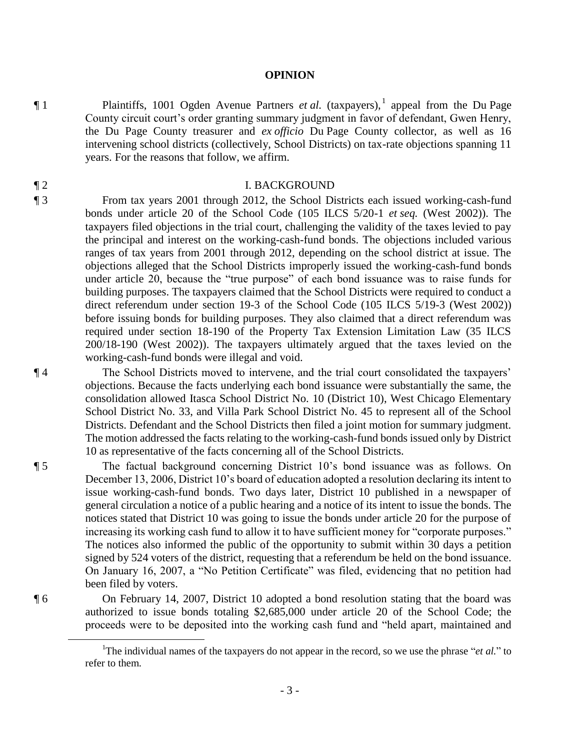**OPINION**

¶ 1 Plaintiffs, 1001 Ogden Avenue Partners *et al.* (taxpayers),[1] appeal from the Du Page County circuit court's order granting summary judgment in favor of defendant, Gwen Henry, the Du Page County treasurer and *ex officio* Du Page County collector, as well as 16 intervening school districts (collectively, School Districts) on tax-rate objections spanning 11 years. For the reasons that follow, we affirm.

## ¶ 2 I. BACKGROUND

¶ 3 From tax years 2001 through 2012, the School Districts each issued working-cash-fund bonds under article 20 of the School Code (105 ILCS 5/20-1 *et seq.* (West 2002)). The taxpayers filed objections in the trial court, challenging the validity of the taxes levied to pay the principal and interest on the working-cash-fund bonds. The objections included various ranges of tax years from 2001 through 2012, depending on the school district at issue. The objections alleged that the School Districts improperly issued the working-cash-fund bonds under article 20, because the "true purpose" of each bond issuance was to raise funds for building purposes. The taxpayers claimed that the School Districts were required to conduct a direct referendum under section 19-3 of the School Code (105 ILCS 5/19-3 (West 2002)) before issuing bonds for building purposes. They also claimed that a direct referendum was required under section 18-190 of the Property Tax Extension Limitation Law (35 ILCS 200/18-190 (West 2002)). The taxpayers ultimately argued that the taxes levied on the working-cash-fund bonds were illegal and void.

¶ 4 The School Districts moved to intervene, and the trial court consolidated the taxpayers' objections. Because the facts underlying each bond issuance were substantially the same, the consolidation allowed Itasca School District No. 10 (District 10), West Chicago Elementary School District No. 33, and Villa Park School District No. 45 to represent all of the School Districts. Defendant and the School Districts then filed a joint motion for summary judgment. The motion addressed the facts relating to the working-cash-fund bonds issued only by District 10 as representative of the facts concerning all of the School Districts.

¶ 5 The factual background concerning District 10's bond issuance was as follows. On December 13, 2006, District 10's board of education adopted a resolution declaring its intent to issue working-cash-fund bonds. Two days later, District 10 published in a newspaper of general circulation a notice of a public hearing and a notice of its intent to issue the bonds. The notices stated that District 10 was going to issue the bonds under article 20 for the purpose of increasing its working cash fund to allow it to have sufficient money for "corporate purposes." The notices also informed the public of the opportunity to submit within 30 days a petition signed by 524 voters of the district, requesting that a referendum be held on the bond issuance. On January 16, 2007, a "No Petition Certificate" was filed, evidencing that no petition had been filed by voters.

¶ 6 On February 14, 2007, District 10 adopted a bond resolution stating that the board was authorized to issue bonds totaling $2,685,000 under article 20 of the School Code; the proceeds were to be deposited into the working cash fund and "held apart, maintained and

[1] The individual names of the taxpayers do not appear in the record, so we use the phrase "*et al.*" to refer to them.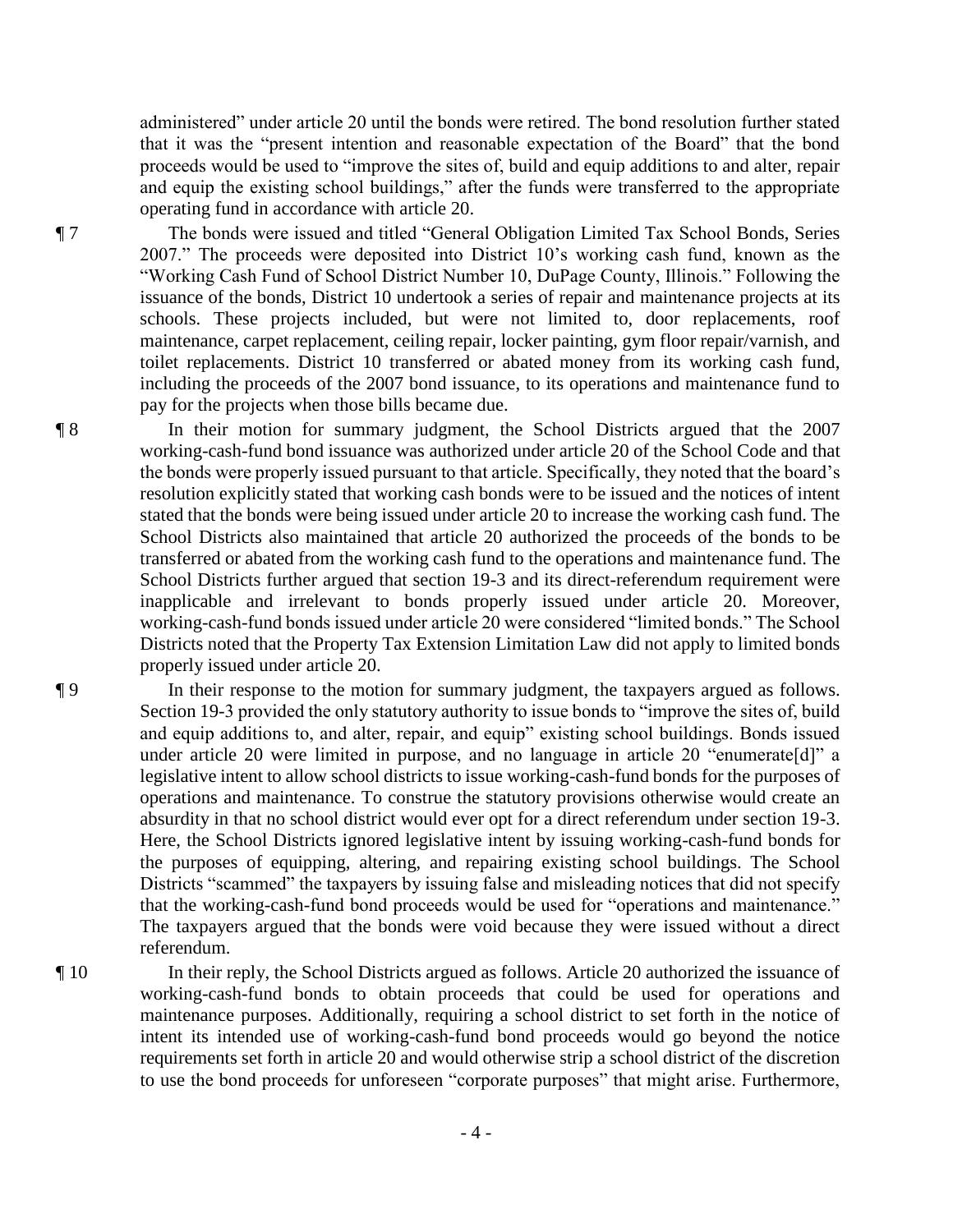administered" under article 20 until the bonds were retired. The bond resolution further stated that it was the "present intention and reasonable expectation of the Board" that the bond proceeds would be used to "improve the sites of, build and equip additions to and alter, repair and equip the existing school buildings," after the funds were transferred to the appropriate operating fund in accordance with article 20.

¶ 7 The bonds were issued and titled "General Obligation Limited Tax School Bonds, Series 2007." The proceeds were deposited into District 10's working cash fund, known as the "Working Cash Fund of School District Number 10, DuPage County, Illinois." Following the issuance of the bonds, District 10 undertook a series of repair and maintenance projects at its schools. These projects included, but were not limited to, door replacements, roof maintenance, carpet replacement, ceiling repair, locker painting, gym floor repair/varnish, and toilet replacements. District 10 transferred or abated money from its working cash fund, including the proceeds of the 2007 bond issuance, to its operations and maintenance fund to pay for the projects when those bills became due.

¶ 8 In their motion for summary judgment, the School Districts argued that the 2007 working-cash-fund bond issuance was authorized under article 20 of the School Code and that the bonds were properly issued pursuant to that article. Specifically, they noted that the board's resolution explicitly stated that working cash bonds were to be issued and the notices of intent stated that the bonds were being issued under article 20 to increase the working cash fund. The School Districts also maintained that article 20 authorized the proceeds of the bonds to be transferred or abated from the working cash fund to the operations and maintenance fund. The School Districts further argued that section 19-3 and its direct-referendum requirement were inapplicable and irrelevant to bonds properly issued under article 20. Moreover, working-cash-fund bonds issued under article 20 were considered "limited bonds." The School Districts noted that the Property Tax Extension Limitation Law did not apply to limited bonds properly issued under article 20.

¶ 9 In their response to the motion for summary judgment, the taxpayers argued as follows. Section 19-3 provided the only statutory authority to issue bonds to "improve the sites of, build and equip additions to, and alter, repair, and equip" existing school buildings. Bonds issued under article 20 were limited in purpose, and no language in article 20 "enumerate[d]" a legislative intent to allow school districts to issue working-cash-fund bonds for the purposes of operations and maintenance. To construe the statutory provisions otherwise would create an absurdity in that no school district would ever opt for a direct referendum under section 19-3. Here, the School Districts ignored legislative intent by issuing working-cash-fund bonds for the purposes of equipping, altering, and repairing existing school buildings. The School Districts "scammed" the taxpayers by issuing false and misleading notices that did not specify that the working-cash-fund bond proceeds would be used for "operations and maintenance." The taxpayers argued that the bonds were void because they were issued without a direct referendum.

¶ 10 In their reply, the School Districts argued as follows. Article 20 authorized the issuance of working-cash-fund bonds to obtain proceeds that could be used for operations and maintenance purposes. Additionally, requiring a school district to set forth in the notice of intent its intended use of working-cash-fund bond proceeds would go beyond the notice requirements set forth in article 20 and would otherwise strip a school district of the discretion to use the bond proceeds for unforeseen "corporate purposes" that might arise. Furthermore,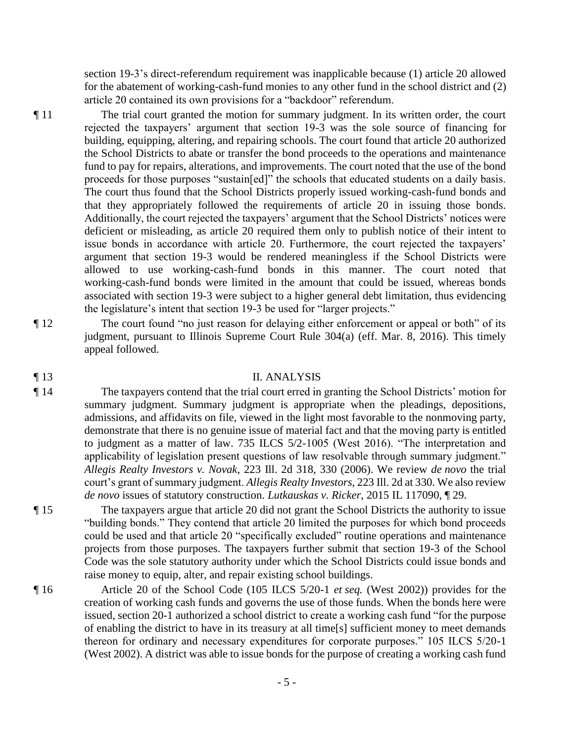section 19-3's direct-referendum requirement was inapplicable because (1) article 20 allowed for the abatement of working-cash-fund monies to any other fund in the school district and (2) article 20 contained its own provisions for a "backdoor" referendum.

¶ 11 The trial court granted the motion for summary judgment. In its written order, the court rejected the taxpayers' argument that section 19-3 was the sole source of financing for building, equipping, altering, and repairing schools. The court found that article 20 authorized the School Districts to abate or transfer the bond proceeds to the operations and maintenance fund to pay for repairs, alterations, and improvements. The court noted that the use of the bond proceeds for those purposes "sustain[ed]" the schools that educated students on a daily basis. The court thus found that the School Districts properly issued working-cash-fund bonds and that they appropriately followed the requirements of article 20 in issuing those bonds. Additionally, the court rejected the taxpayers' argument that the School Districts' notices were deficient or misleading, as article 20 required them only to publish notice of their intent to issue bonds in accordance with article 20. Furthermore, the court rejected the taxpayers' argument that section 19-3 would be rendered meaningless if the School Districts were allowed to use working-cash-fund bonds in this manner. The court noted that working-cash-fund bonds were limited in the amount that could be issued, whereas bonds associated with section 19-3 were subject to a higher general debt limitation, thus evidencing the legislature's intent that section 19-3 be used for "larger projects."

¶ 12 The court found "no just reason for delaying either enforcement or appeal or both" of its judgment, pursuant to Illinois Supreme Court Rule 304(a) (eff. Mar. 8, 2016). This timely appeal followed.

## ¶ 13 II. ANALYSIS

¶ 14 The taxpayers contend that the trial court erred in granting the School Districts' motion for summary judgment. Summary judgment is appropriate when the pleadings, depositions, admissions, and affidavits on file, viewed in the light most favorable to the nonmoving party, demonstrate that there is no genuine issue of material fact and that the moving party is entitled to judgment as a matter of law. 735 ILCS 5/2-1005 (West 2016). "The interpretation and applicability of legislation present questions of law resolvable through summary judgment." *Allegis Realty Investors v. Novak*, 223 Ill. 2d 318, 330 (2006). We review *de novo* the trial court's grant of summary judgment. *Allegis Realty Investors*, 223 Ill. 2d at 330. We also review *de novo* issues of statutory construction. *Lutkauskas v. Ricker*, 2015 IL 117090, ¶ 29.

¶ 15 The taxpayers argue that article 20 did not grant the School Districts the authority to issue "building bonds." They contend that article 20 limited the purposes for which bond proceeds could be used and that article 20 "specifically excluded" routine operations and maintenance projects from those purposes. The taxpayers further submit that section 19-3 of the School Code was the sole statutory authority under which the School Districts could issue bonds and raise money to equip, alter, and repair existing school buildings.

¶ 16 Article 20 of the School Code (105 ILCS 5/20-1 *et seq.* (West 2002)) provides for the creation of working cash funds and governs the use of those funds. When the bonds here were issued, section 20-1 authorized a school district to create a working cash fund "for the purpose of enabling the district to have in its treasury at all time[s] sufficient money to meet demands thereon for ordinary and necessary expenditures for corporate purposes." 105 ILCS 5/20-1 (West 2002). A district was able to issue bonds for the purpose of creating a working cash fund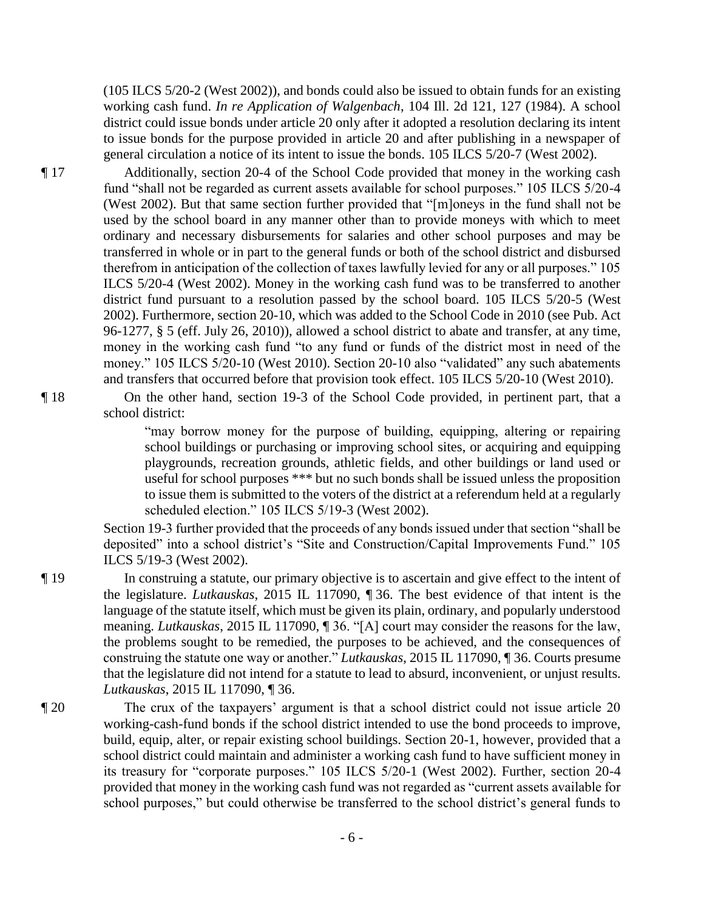(105 ILCS 5/20-2 (West 2002)), and bonds could also be issued to obtain funds for an existing working cash fund. *In re Application of Walgenbach*, 104 Ill. 2d 121, 127 (1984). A school district could issue bonds under article 20 only after it adopted a resolution declaring its intent to issue bonds for the purpose provided in article 20 and after publishing in a newspaper of general circulation a notice of its intent to issue the bonds. 105 ILCS 5/20-7 (West 2002).

¶ 17 Additionally, section 20-4 of the School Code provided that money in the working cash fund "shall not be regarded as current assets available for school purposes." 105 ILCS 5/20-4 (West 2002). But that same section further provided that "[m]oneys in the fund shall not be used by the school board in any manner other than to provide moneys with which to meet ordinary and necessary disbursements for salaries and other school purposes and may be transferred in whole or in part to the general funds or both of the school district and disbursed therefrom in anticipation of the collection of taxes lawfully levied for any or all purposes." 105 ILCS 5/20-4 (West 2002). Money in the working cash fund was to be transferred to another district fund pursuant to a resolution passed by the school board. 105 ILCS 5/20-5 (West 2002). Furthermore, section 20-10, which was added to the School Code in 2010 (see Pub. Act 96-1277, § 5 (eff. July 26, 2010)), allowed a school district to abate and transfer, at any time, money in the working cash fund "to any fund or funds of the district most in need of the money." 105 ILCS 5/20-10 (West 2010). Section 20-10 also "validated" any such abatements and transfers that occurred before that provision took effect. 105 ILCS 5/20-10 (West 2010).

¶ 18 On the other hand, section 19-3 of the School Code provided, in pertinent part, that a school district:

> "may borrow money for the purpose of building, equipping, altering or repairing school buildings or purchasing or improving school sites, or acquiring and equipping playgrounds, recreation grounds, athletic fields, and other buildings or land used or useful for school purposes *** but no such bonds shall be issued unless the proposition to issue them is submitted to the voters of the district at a referendum held at a regularly scheduled election." 105 ILCS 5/19-3 (West 2002).

Section 19-3 further provided that the proceeds of any bonds issued under that section "shall be deposited" into a school district's "Site and Construction/Capital Improvements Fund." 105 ILCS 5/19-3 (West 2002).

¶ 19 In construing a statute, our primary objective is to ascertain and give effect to the intent of the legislature. *Lutkauskas*, 2015 IL 117090, ¶ 36. The best evidence of that intent is the language of the statute itself, which must be given its plain, ordinary, and popularly understood meaning. *Lutkauskas*, 2015 IL 117090, ¶ 36. "[A] court may consider the reasons for the law, the problems sought to be remedied, the purposes to be achieved, and the consequences of construing the statute one way or another." *Lutkauskas*, 2015 IL 117090, ¶ 36. Courts presume that the legislature did not intend for a statute to lead to absurd, inconvenient, or unjust results. *Lutkauskas*, 2015 IL 117090, ¶ 36.

¶ 20 The crux of the taxpayers' argument is that a school district could not issue article 20 working-cash-fund bonds if the school district intended to use the bond proceeds to improve, build, equip, alter, or repair existing school buildings. Section 20-1, however, provided that a school district could maintain and administer a working cash fund to have sufficient money in its treasury for "corporate purposes." 105 ILCS 5/20-1 (West 2002). Further, section 20-4 provided that money in the working cash fund was not regarded as "current assets available for school purposes," but could otherwise be transferred to the school district's general funds to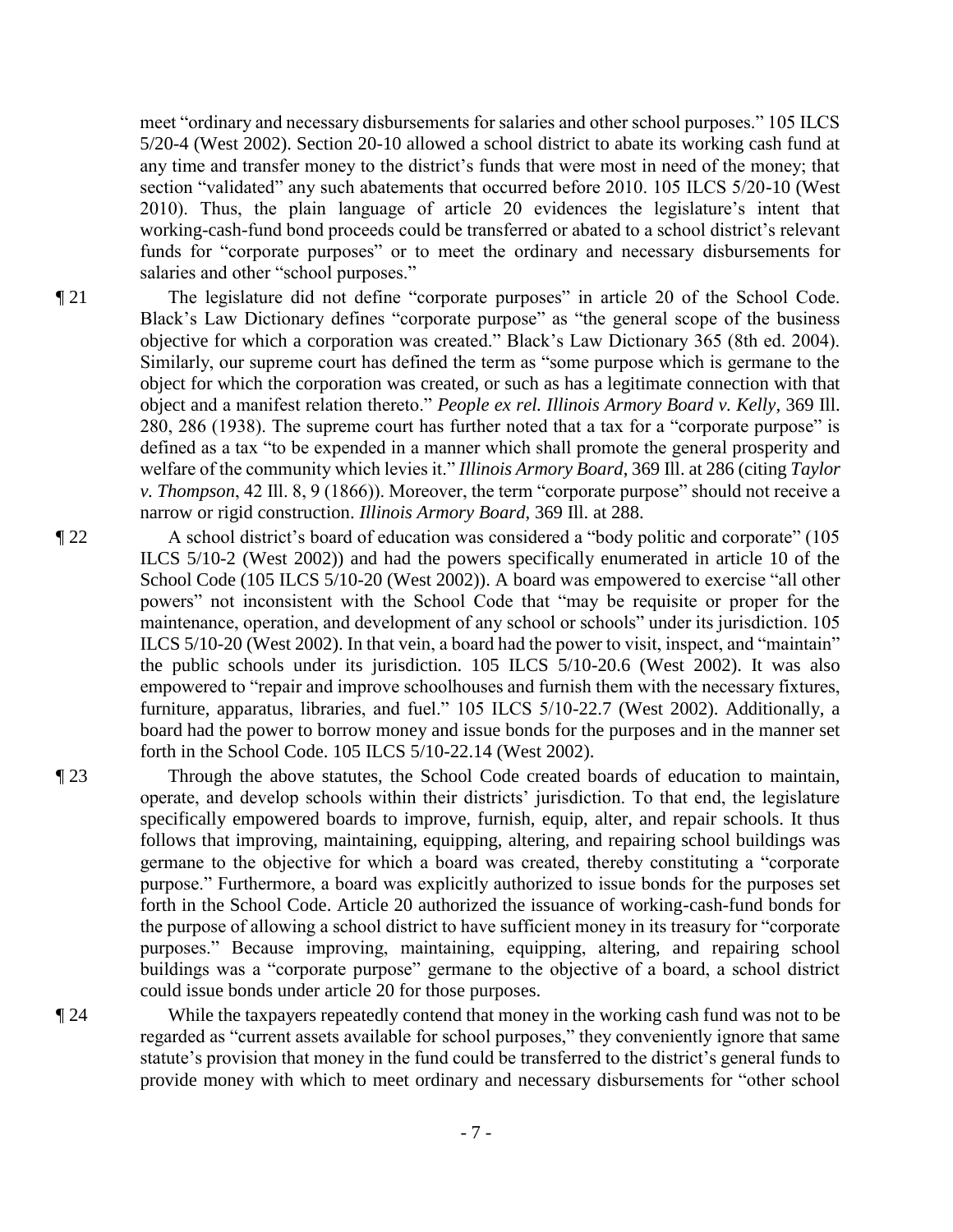meet "ordinary and necessary disbursements for salaries and other school purposes." 105 ILCS 5/20-4 (West 2002). Section 20-10 allowed a school district to abate its working cash fund at any time and transfer money to the district's funds that were most in need of the money; that section "validated" any such abatements that occurred before 2010. 105 ILCS 5/20-10 (West 2010). Thus, the plain language of article 20 evidences the legislature's intent that working-cash-fund bond proceeds could be transferred or abated to a school district's relevant funds for "corporate purposes" or to meet the ordinary and necessary disbursements for salaries and other "school purposes."

¶ 21 The legislature did not define "corporate purposes" in article 20 of the School Code. Black's Law Dictionary defines "corporate purpose" as "the general scope of the business objective for which a corporation was created." Black's Law Dictionary 365 (8th ed. 2004). Similarly, our supreme court has defined the term as "some purpose which is germane to the object for which the corporation was created, or such as has a legitimate connection with that object and a manifest relation thereto." *People ex rel. Illinois Armory Board v. Kelly*, 369 Ill. 280, 286 (1938). The supreme court has further noted that a tax for a "corporate purpose" is defined as a tax "to be expended in a manner which shall promote the general prosperity and welfare of the community which levies it." *Illinois Armory Board*, 369 Ill. at 286 (citing *Taylor v. Thompson*, 42 Ill. 8, 9 (1866)). Moreover, the term "corporate purpose" should not receive a narrow or rigid construction. *Illinois Armory Board*, 369 Ill. at 288.

¶ 22 A school district's board of education was considered a "body politic and corporate" (105 ILCS 5/10-2 (West 2002)) and had the powers specifically enumerated in article 10 of the School Code (105 ILCS 5/10-20 (West 2002)). A board was empowered to exercise "all other powers" not inconsistent with the School Code that "may be requisite or proper for the maintenance, operation, and development of any school or schools" under its jurisdiction. 105 ILCS 5/10-20 (West 2002). In that vein, a board had the power to visit, inspect, and "maintain" the public schools under its jurisdiction. 105 ILCS 5/10-20.6 (West 2002). It was also empowered to "repair and improve schoolhouses and furnish them with the necessary fixtures, furniture, apparatus, libraries, and fuel." 105 ILCS 5/10-22.7 (West 2002). Additionally, a board had the power to borrow money and issue bonds for the purposes and in the manner set forth in the School Code. 105 ILCS 5/10-22.14 (West 2002).

¶ 23 Through the above statutes, the School Code created boards of education to maintain, operate, and develop schools within their districts' jurisdiction. To that end, the legislature specifically empowered boards to improve, furnish, equip, alter, and repair schools. It thus follows that improving, maintaining, equipping, altering, and repairing school buildings was germane to the objective for which a board was created, thereby constituting a "corporate purpose." Furthermore, a board was explicitly authorized to issue bonds for the purposes set forth in the School Code. Article 20 authorized the issuance of working-cash-fund bonds for the purpose of allowing a school district to have sufficient money in its treasury for "corporate purposes." Because improving, maintaining, equipping, altering, and repairing school buildings was a "corporate purpose" germane to the objective of a board, a school district could issue bonds under article 20 for those purposes.

¶ 24 While the taxpayers repeatedly contend that money in the working cash fund was not to be regarded as "current assets available for school purposes," they conveniently ignore that same statute's provision that money in the fund could be transferred to the district's general funds to provide money with which to meet ordinary and necessary disbursements for "other school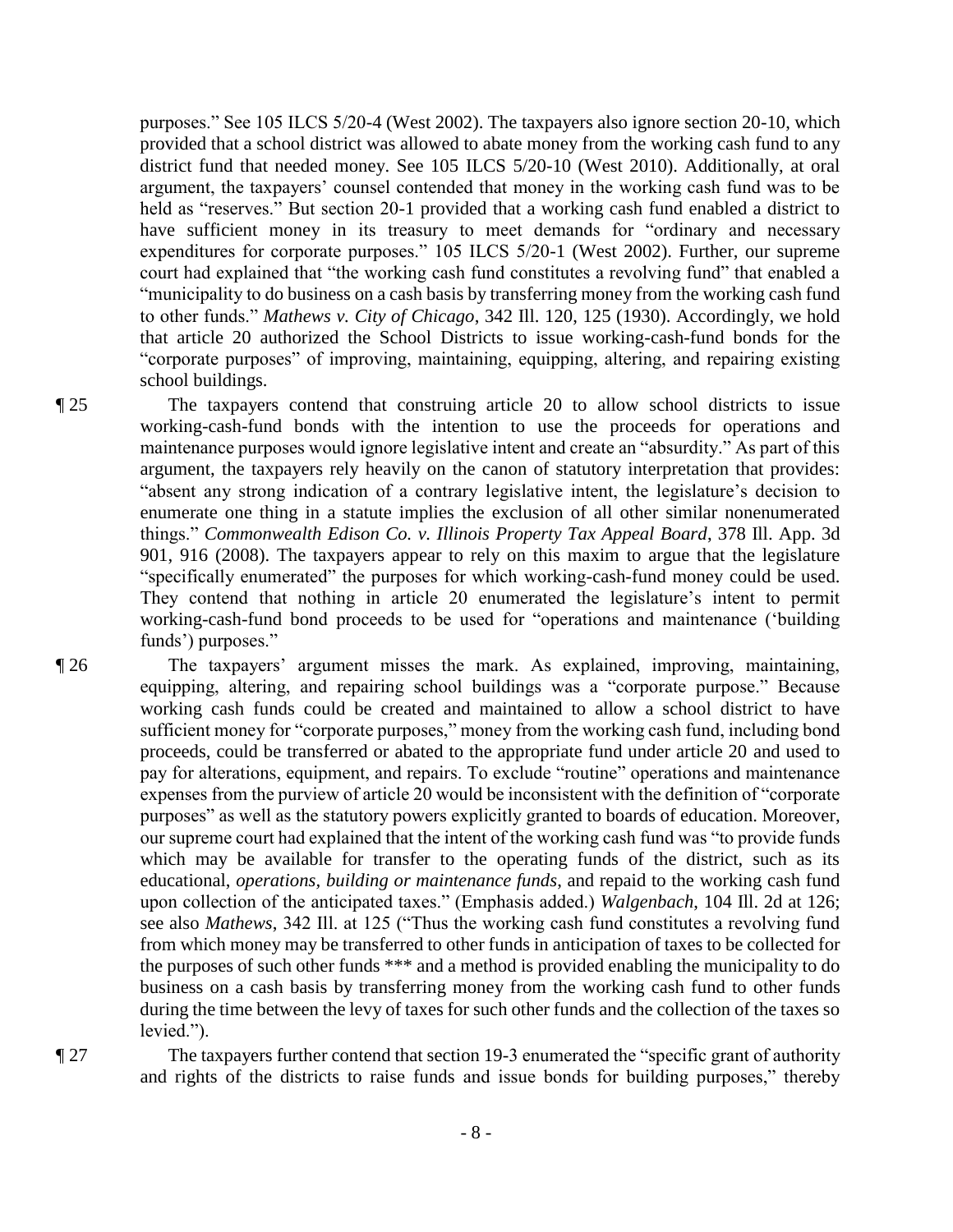purposes." See 105 ILCS 5/20-4 (West 2002). The taxpayers also ignore section 20-10, which provided that a school district was allowed to abate money from the working cash fund to any district fund that needed money. See 105 ILCS 5/20-10 (West 2010). Additionally, at oral argument, the taxpayers' counsel contended that money in the working cash fund was to be held as "reserves." But section 20-1 provided that a working cash fund enabled a district to have sufficient money in its treasury to meet demands for "ordinary and necessary expenditures for corporate purposes." 105 ILCS 5/20-1 (West 2002). Further, our supreme court had explained that "the working cash fund constitutes a revolving fund" that enabled a "municipality to do business on a cash basis by transferring money from the working cash fund to other funds." *Mathews v. City of Chicago*, 342 Ill. 120, 125 (1930). Accordingly, we hold that article 20 authorized the School Districts to issue working-cash-fund bonds for the "corporate purposes" of improving, maintaining, equipping, altering, and repairing existing school buildings.

¶ 25 The taxpayers contend that construing article 20 to allow school districts to issue working-cash-fund bonds with the intention to use the proceeds for operations and maintenance purposes would ignore legislative intent and create an "absurdity." As part of this argument, the taxpayers rely heavily on the canon of statutory interpretation that provides: "absent any strong indication of a contrary legislative intent, the legislature's decision to enumerate one thing in a statute implies the exclusion of all other similar nonenumerated things." *Commonwealth Edison Co. v. Illinois Property Tax Appeal Board*, 378 Ill. App. 3d 901, 916 (2008). The taxpayers appear to rely on this maxim to argue that the legislature "specifically enumerated" the purposes for which working-cash-fund money could be used. They contend that nothing in article 20 enumerated the legislature's intent to permit working-cash-fund bond proceeds to be used for "operations and maintenance ('building funds') purposes."

¶ 26 The taxpayers' argument misses the mark. As explained, improving, maintaining, equipping, altering, and repairing school buildings was a "corporate purpose." Because working cash funds could be created and maintained to allow a school district to have sufficient money for "corporate purposes," money from the working cash fund, including bond proceeds, could be transferred or abated to the appropriate fund under article 20 and used to pay for alterations, equipment, and repairs. To exclude "routine" operations and maintenance expenses from the purview of article 20 would be inconsistent with the definition of "corporate purposes" as well as the statutory powers explicitly granted to boards of education. Moreover, our supreme court had explained that the intent of the working cash fund was "to provide funds which may be available for transfer to the operating funds of the district, such as its educational, *operations, building or maintenance funds*, and repaid to the working cash fund upon collection of the anticipated taxes." (Emphasis added.) *Walgenbach*, 104 Ill. 2d at 126; see also *Mathews*, 342 Ill. at 125 ("Thus the working cash fund constitutes a revolving fund from which money may be transferred to other funds in anticipation of taxes to be collected for the purposes of such other funds *** and a method is provided enabling the municipality to do business on a cash basis by transferring money from the working cash fund to other funds during the time between the levy of taxes for such other funds and the collection of the taxes so levied.").

¶ 27 The taxpayers further contend that section 19-3 enumerated the "specific grant of authority and rights of the districts to raise funds and issue bonds for building purposes," thereby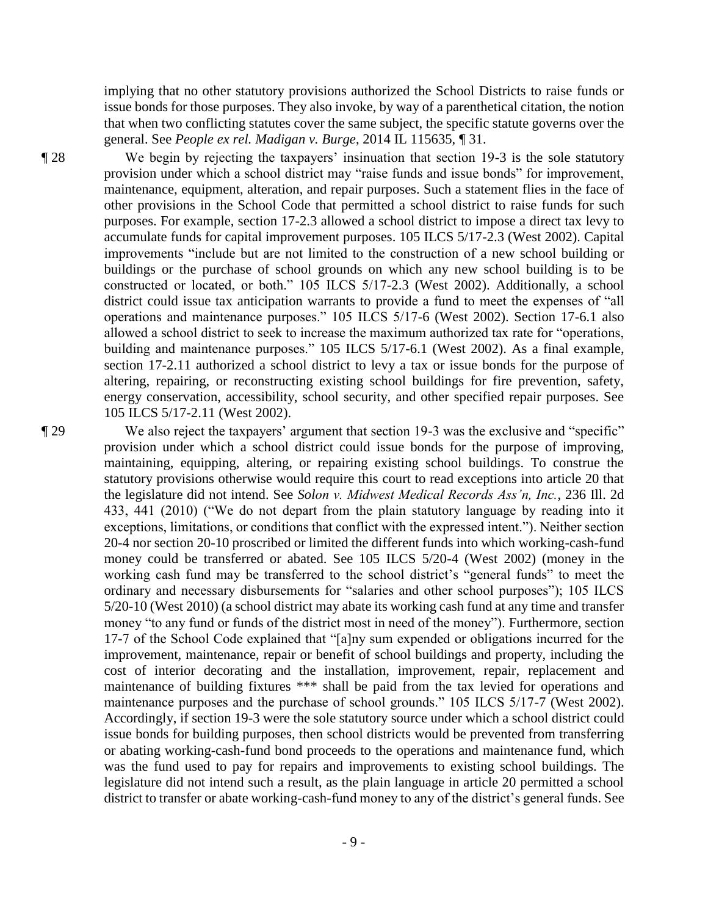implying that no other statutory provisions authorized the School Districts to raise funds or issue bonds for those purposes. They also invoke, by way of a parenthetical citation, the notion that when two conflicting statutes cover the same subject, the specific statute governs over the general. See *People ex rel. Madigan v. Burge*, 2014 IL 115635, ¶ 31.

¶ 28 We begin by rejecting the taxpayers' insinuation that section 19-3 is the sole statutory provision under which a school district may "raise funds and issue bonds" for improvement, maintenance, equipment, alteration, and repair purposes. Such a statement flies in the face of other provisions in the School Code that permitted a school district to raise funds for such purposes. For example, section 17-2.3 allowed a school district to impose a direct tax levy to accumulate funds for capital improvement purposes. 105 ILCS 5/17-2.3 (West 2002). Capital improvements "include but are not limited to the construction of a new school building or buildings or the purchase of school grounds on which any new school building is to be constructed or located, or both." 105 ILCS 5/17-2.3 (West 2002). Additionally, a school district could issue tax anticipation warrants to provide a fund to meet the expenses of "all operations and maintenance purposes." 105 ILCS 5/17-6 (West 2002). Section 17-6.1 also allowed a school district to seek to increase the maximum authorized tax rate for "operations, building and maintenance purposes." 105 ILCS 5/17-6.1 (West 2002). As a final example, section 17-2.11 authorized a school district to levy a tax or issue bonds for the purpose of altering, repairing, or reconstructing existing school buildings for fire prevention, safety, energy conservation, accessibility, school security, and other specified repair purposes. See 105 ILCS 5/17-2.11 (West 2002).

¶ 29 We also reject the taxpayers' argument that section 19-3 was the exclusive and "specific" provision under which a school district could issue bonds for the purpose of improving, maintaining, equipping, altering, or repairing existing school buildings. To construe the statutory provisions otherwise would require this court to read exceptions into article 20 that the legislature did not intend. See *Solon v. Midwest Medical Records Ass'n, Inc.*, 236 Ill. 2d 433, 441 (2010) ("We do not depart from the plain statutory language by reading into it exceptions, limitations, or conditions that conflict with the expressed intent."). Neither section 20-4 nor section 20-10 proscribed or limited the different funds into which working-cash-fund money could be transferred or abated. See 105 ILCS 5/20-4 (West 2002) (money in the working cash fund may be transferred to the school district's "general funds" to meet the ordinary and necessary disbursements for "salaries and other school purposes"); 105 ILCS 5/20-10 (West 2010) (a school district may abate its working cash fund at any time and transfer money "to any fund or funds of the district most in need of the money"). Furthermore, section 17-7 of the School Code explained that "[a]ny sum expended or obligations incurred for the improvement, maintenance, repair or benefit of school buildings and property, including the cost of interior decorating and the installation, improvement, repair, replacement and maintenance of building fixtures *** shall be paid from the tax levied for operations and maintenance purposes and the purchase of school grounds." 105 ILCS 5/17-7 (West 2002). Accordingly, if section 19-3 were the sole statutory source under which a school district could issue bonds for building purposes, then school districts would be prevented from transferring or abating working-cash-fund bond proceeds to the operations and maintenance fund, which was the fund used to pay for repairs and improvements to existing school buildings. The legislature did not intend such a result, as the plain language in article 20 permitted a school district to transfer or abate working-cash-fund money to any of the district's general funds. See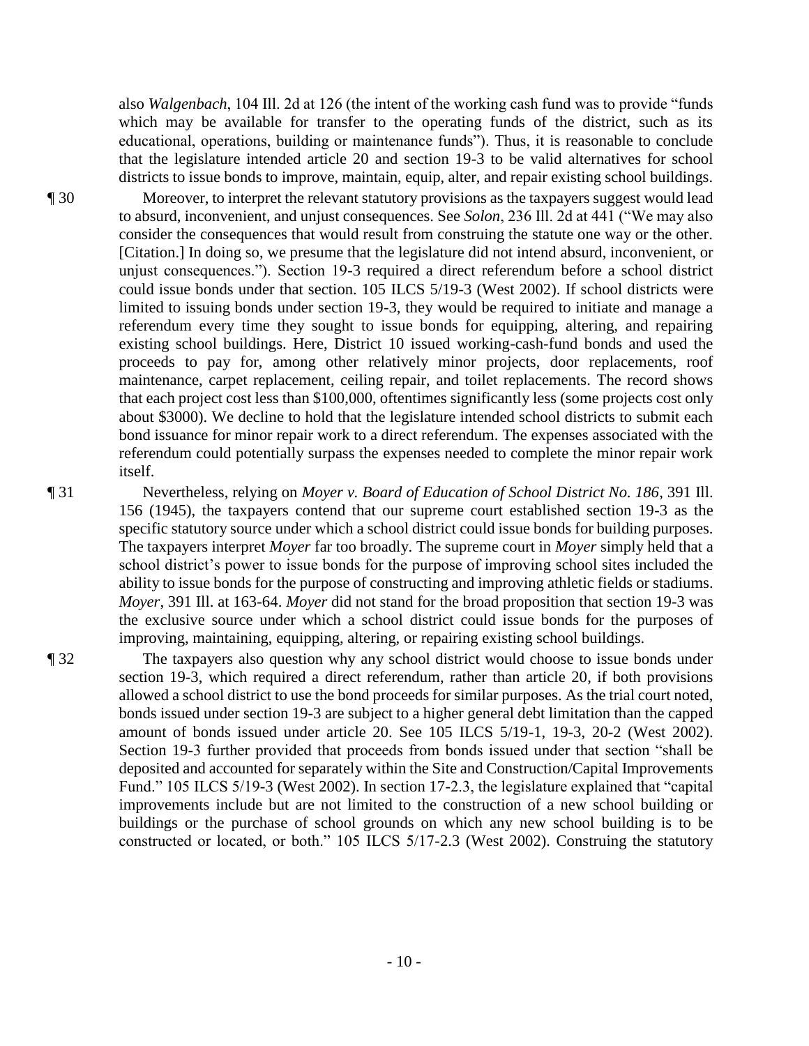also *Walgenbach*, 104 Ill. 2d at 126 (the intent of the working cash fund was to provide "funds which may be available for transfer to the operating funds of the district, such as its educational, operations, building or maintenance funds"). Thus, it is reasonable to conclude that the legislature intended article 20 and section 19-3 to be valid alternatives for school districts to issue bonds to improve, maintain, equip, alter, and repair existing school buildings.

¶ 30 Moreover, to interpret the relevant statutory provisions as the taxpayers suggest would lead to absurd, inconvenient, and unjust consequences. See *Solon*, 236 Ill. 2d at 441 ("We may also consider the consequences that would result from construing the statute one way or the other. [Citation.] In doing so, we presume that the legislature did not intend absurd, inconvenient, or unjust consequences."). Section 19-3 required a direct referendum before a school district could issue bonds under that section. 105 ILCS 5/19-3 (West 2002). If school districts were limited to issuing bonds under section 19-3, they would be required to initiate and manage a referendum every time they sought to issue bonds for equipping, altering, and repairing existing school buildings. Here, District 10 issued working-cash-fund bonds and used the proceeds to pay for, among other relatively minor projects, door replacements, roof maintenance, carpet replacement, ceiling repair, and toilet replacements. The record shows that each project cost less than \$100,000, oftentimes significantly less (some projects cost only about \$3000). We decline to hold that the legislature intended school districts to submit each bond issuance for minor repair work to a direct referendum. The expenses associated with the referendum could potentially surpass the expenses needed to complete the minor repair work itself.

¶ 31 Nevertheless, relying on *Moyer v. Board of Education of School District No. 186*, 391 Ill. 156 (1945), the taxpayers contend that our supreme court established section 19-3 as the specific statutory source under which a school district could issue bonds for building purposes. The taxpayers interpret *Moyer* far too broadly. The supreme court in *Moyer* simply held that a school district's power to issue bonds for the purpose of improving school sites included the ability to issue bonds for the purpose of constructing and improving athletic fields or stadiums. *Moyer*, 391 Ill. at 163-64. *Moyer* did not stand for the broad proposition that section 19-3 was the exclusive source under which a school district could issue bonds for the purposes of improving, maintaining, equipping, altering, or repairing existing school buildings.

¶ 32 The taxpayers also question why any school district would choose to issue bonds under section 19-3, which required a direct referendum, rather than article 20, if both provisions allowed a school district to use the bond proceeds for similar purposes. As the trial court noted, bonds issued under section 19-3 are subject to a higher general debt limitation than the capped amount of bonds issued under article 20. See 105 ILCS 5/19-1, 19-3, 20-2 (West 2002). Section 19-3 further provided that proceeds from bonds issued under that section "shall be deposited and accounted for separately within the Site and Construction/Capital Improvements Fund." 105 ILCS 5/19-3 (West 2002). In section 17-2.3, the legislature explained that "capital improvements include but are not limited to the construction of a new school building or buildings or the purchase of school grounds on which any new school building is to be constructed or located, or both." 105 ILCS 5/17-2.3 (West 2002). Construing the statutory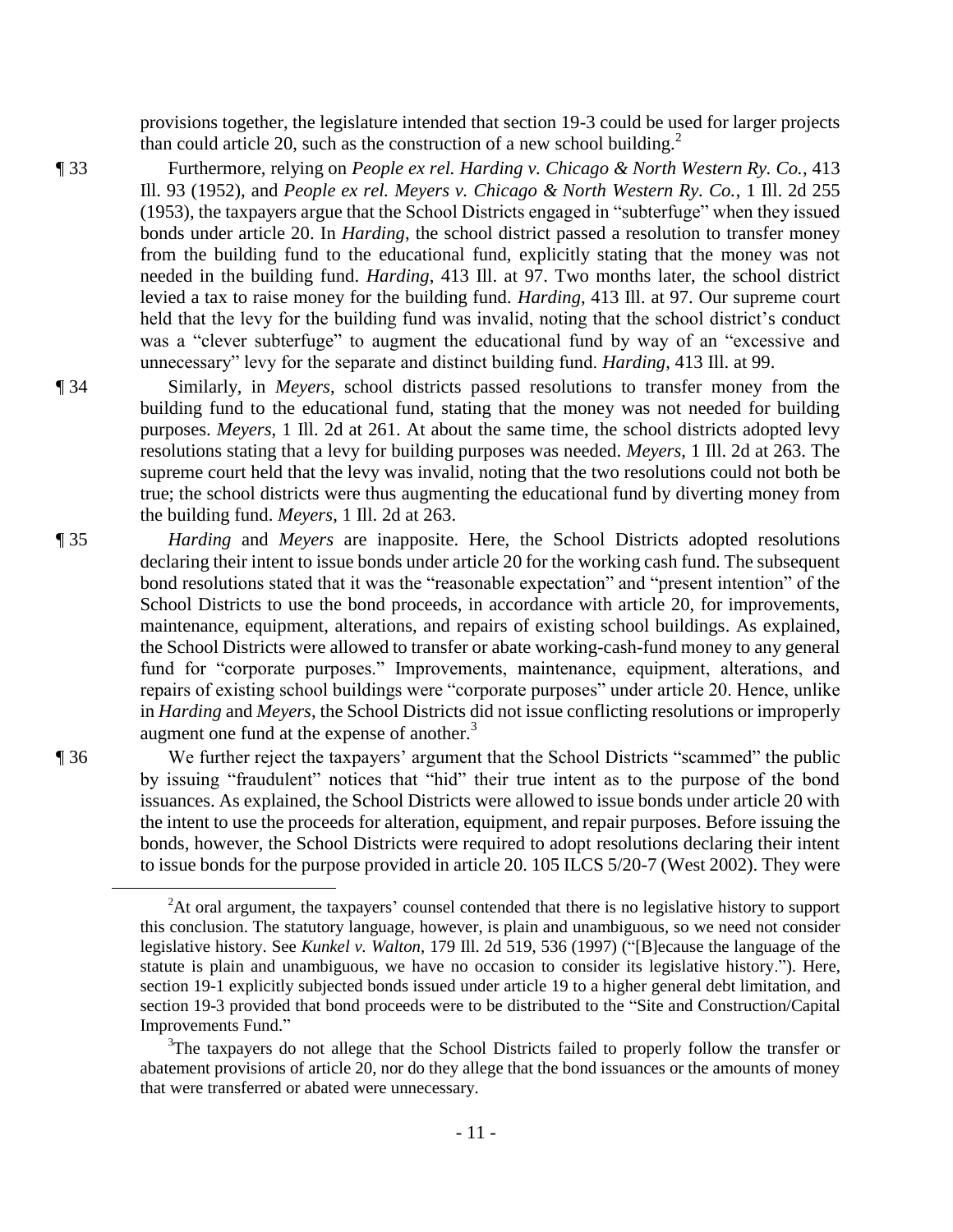provisions together, the legislature intended that section 19-3 could be used for larger projects than could article 20, such as the construction of a new school building.[2]

¶ 33 Furthermore, relying on *People ex rel. Harding v. Chicago & North Western Ry. Co.*, 413 Ill. 93 (1952), and *People ex rel. Meyers v. Chicago & North Western Ry. Co.*, 1 Ill. 2d 255 (1953), the taxpayers argue that the School Districts engaged in "subterfuge" when they issued bonds under article 20. In *Harding*, the school district passed a resolution to transfer money from the building fund to the educational fund, explicitly stating that the money was not needed in the building fund. *Harding*, 413 Ill. at 97. Two months later, the school district levied a tax to raise money for the building fund. *Harding*, 413 Ill. at 97. Our supreme court held that the levy for the building fund was invalid, noting that the school district's conduct was a "clever subterfuge" to augment the educational fund by way of an "excessive and unnecessary" levy for the separate and distinct building fund. *Harding*, 413 Ill. at 99.

¶ 34 Similarly, in *Meyers*, school districts passed resolutions to transfer money from the building fund to the educational fund, stating that the money was not needed for building purposes. *Meyers*, 1 Ill. 2d at 261. At about the same time, the school districts adopted levy resolutions stating that a levy for building purposes was needed. *Meyers*, 1 Ill. 2d at 263. The supreme court held that the levy was invalid, noting that the two resolutions could not both be true; the school districts were thus augmenting the educational fund by diverting money from the building fund. *Meyers*, 1 Ill. 2d at 263.

¶ 35 *Harding* and *Meyers* are inapposite. Here, the School Districts adopted resolutions declaring their intent to issue bonds under article 20 for the working cash fund. The subsequent bond resolutions stated that it was the "reasonable expectation" and "present intention" of the School Districts to use the bond proceeds, in accordance with article 20, for improvements, maintenance, equipment, alterations, and repairs of existing school buildings. As explained, the School Districts were allowed to transfer or abate working-cash-fund money to any general fund for "corporate purposes." Improvements, maintenance, equipment, alterations, and repairs of existing school buildings were "corporate purposes" under article 20. Hence, unlike in *Harding* and *Meyers*, the School Districts did not issue conflicting resolutions or improperly augment one fund at the expense of another.[3]

¶ 36 We further reject the taxpayers' argument that the School Districts "scammed" the public by issuing "fraudulent" notices that "hid" their true intent as to the purpose of the bond issuances. As explained, the School Districts were allowed to issue bonds under article 20 with the intent to use the proceeds for alteration, equipment, and repair purposes. Before issuing the bonds, however, the School Districts were required to adopt resolutions declaring their intent to issue bonds for the purpose provided in article 20. 105 ILCS 5/20-7 (West 2002). They were

---

[2]At oral argument, the taxpayers' counsel contended that there is no legislative history to support this conclusion. The statutory language, however, is plain and unambiguous, so we need not consider legislative history. See *Kunkel v. Walton*, 179 Ill. 2d 519, 536 (1997) ("[B]ecause the language of the statute is plain and unambiguous, we have no occasion to consider its legislative history."). Here, section 19-1 explicitly subjected bonds issued under article 19 to a higher general debt limitation, and section 19-3 provided that bond proceeds were to be distributed to the "Site and Construction/Capital Improvements Fund."

[3]The taxpayers do not allege that the School Districts failed to properly follow the transfer or abatement provisions of article 20, nor do they allege that the bond issuances or the amounts of money that were transferred or abated were unnecessary.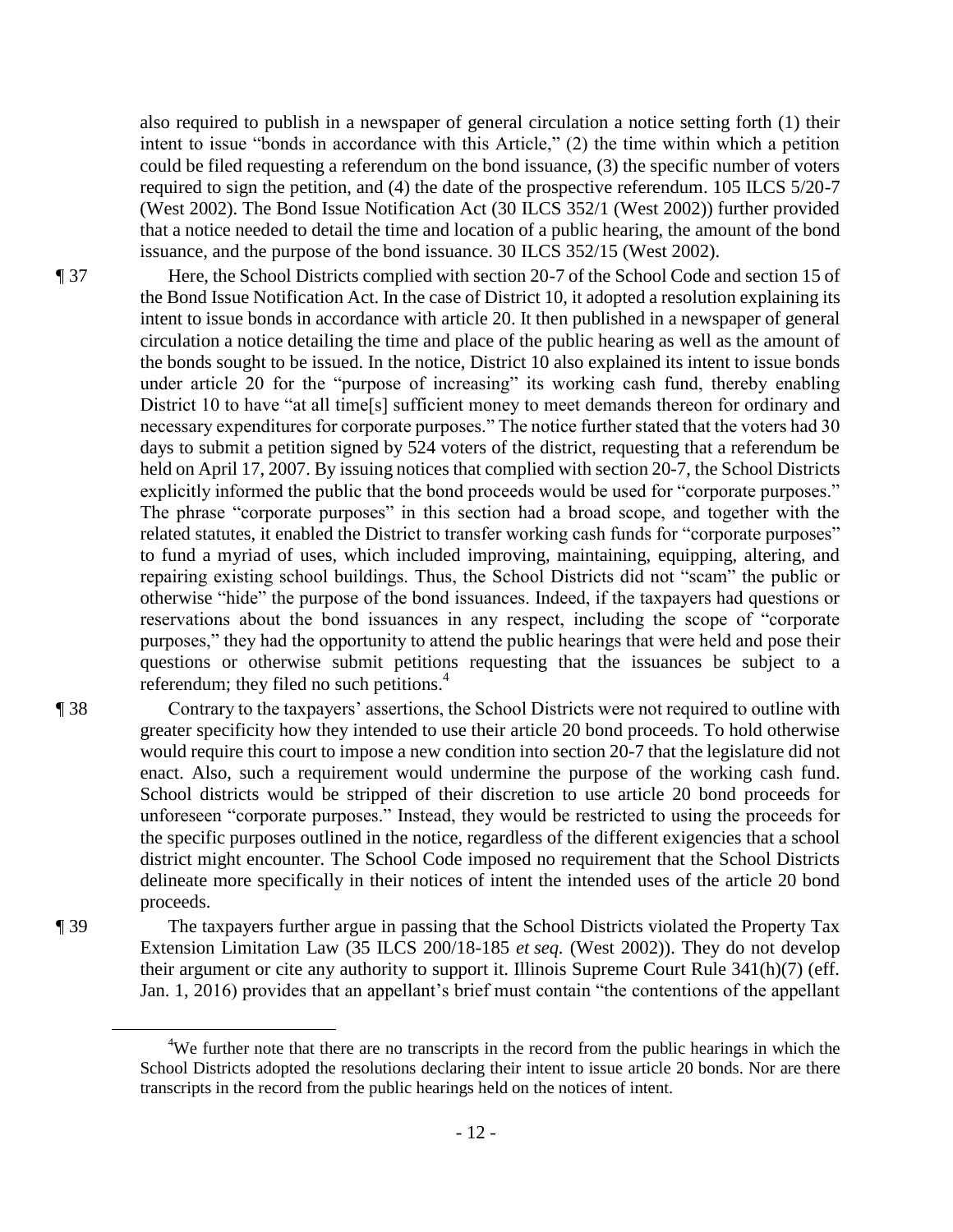also required to publish in a newspaper of general circulation a notice setting forth (1) their intent to issue "bonds in accordance with this Article," (2) the time within which a petition could be filed requesting a referendum on the bond issuance, (3) the specific number of voters required to sign the petition, and (4) the date of the prospective referendum. 105 ILCS 5/20-7 (West 2002). The Bond Issue Notification Act (30 ILCS 352/1 (West 2002)) further provided that a notice needed to detail the time and location of a public hearing, the amount of the bond issuance, and the purpose of the bond issuance. 30 ILCS 352/15 (West 2002).

¶ 37 Here, the School Districts complied with section 20-7 of the School Code and section 15 of the Bond Issue Notification Act. In the case of District 10, it adopted a resolution explaining its intent to issue bonds in accordance with article 20. It then published in a newspaper of general circulation a notice detailing the time and place of the public hearing as well as the amount of the bonds sought to be issued. In the notice, District 10 also explained its intent to issue bonds under article 20 for the "purpose of increasing" its working cash fund, thereby enabling District 10 to have "at all time[s] sufficient money to meet demands thereon for ordinary and necessary expenditures for corporate purposes." The notice further stated that the voters had 30 days to submit a petition signed by 524 voters of the district, requesting that a referendum be held on April 17, 2007. By issuing notices that complied with section 20-7, the School Districts explicitly informed the public that the bond proceeds would be used for "corporate purposes." The phrase "corporate purposes" in this section had a broad scope, and together with the related statutes, it enabled the District to transfer working cash funds for "corporate purposes" to fund a myriad of uses, which included improving, maintaining, equipping, altering, and repairing existing school buildings. Thus, the School Districts did not "scam" the public or otherwise "hide" the purpose of the bond issuances. Indeed, if the taxpayers had questions or reservations about the bond issuances in any respect, including the scope of "corporate purposes," they had the opportunity to attend the public hearings that were held and pose their questions or otherwise submit petitions requesting that the issuances be subject to a referendum; they filed no such petitions.[4]

¶ 38 Contrary to the taxpayers' assertions, the School Districts were not required to outline with greater specificity how they intended to use their article 20 bond proceeds. To hold otherwise would require this court to impose a new condition into section 20-7 that the legislature did not enact. Also, such a requirement would undermine the purpose of the working cash fund. School districts would be stripped of their discretion to use article 20 bond proceeds for unforeseen "corporate purposes." Instead, they would be restricted to using the proceeds for the specific purposes outlined in the notice, regardless of the different exigencies that a school district might encounter. The School Code imposed no requirement that the School Districts delineate more specifically in their notices of intent the intended uses of the article 20 bond proceeds.

¶ 39 The taxpayers further argue in passing that the School Districts violated the Property Tax Extension Limitation Law (35 ILCS 200/18-185 *et seq.* (West 2002)). They do not develop their argument or cite any authority to support it. Illinois Supreme Court Rule 341(h)(7) (eff. Jan. 1, 2016) provides that an appellant's brief must contain "the contentions of the appellant

[4]We further note that there are no transcripts in the record from the public hearings in which the School Districts adopted the resolutions declaring their intent to issue article 20 bonds. Nor are there transcripts in the record from the public hearings held on the notices of intent.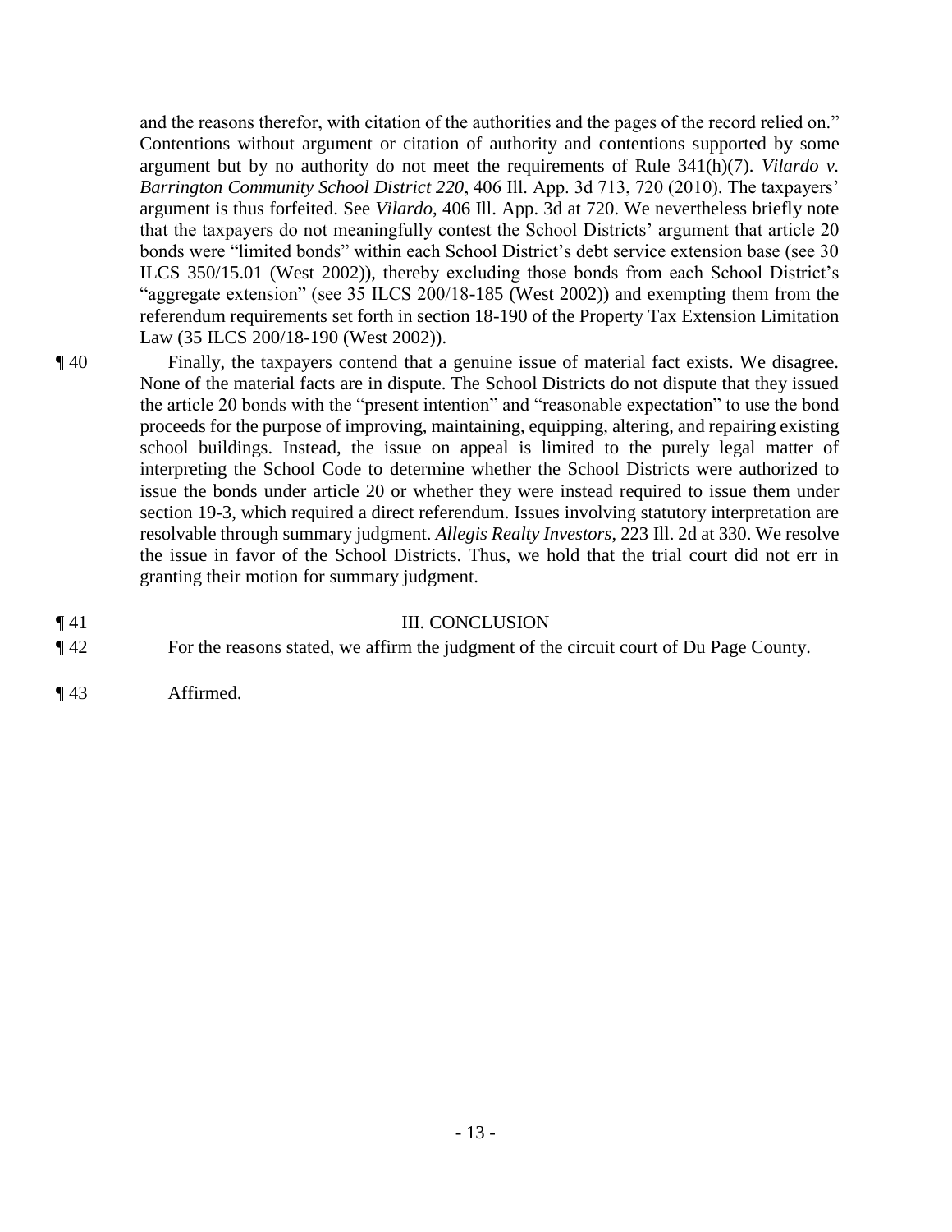and the reasons therefor, with citation of the authorities and the pages of the record relied on." Contentions without argument or citation of authority and contentions supported by some argument but by no authority do not meet the requirements of Rule 341(h)(7). *Vilardo v. Barrington Community School District 220*, 406 Ill. App. 3d 713, 720 (2010). The taxpayers' argument is thus forfeited. See *Vilardo*, 406 Ill. App. 3d at 720. We nevertheless briefly note that the taxpayers do not meaningfully contest the School Districts' argument that article 20 bonds were "limited bonds" within each School District's debt service extension base (see 30 ILCS 350/15.01 (West 2002)), thereby excluding those bonds from each School District's "aggregate extension" (see 35 ILCS 200/18-185 (West 2002)) and exempting them from the referendum requirements set forth in section 18-190 of the Property Tax Extension Limitation Law (35 ILCS 200/18-190 (West 2002)).

¶ 40 Finally, the taxpayers contend that a genuine issue of material fact exists. We disagree. None of the material facts are in dispute. The School Districts do not dispute that they issued the article 20 bonds with the "present intention" and "reasonable expectation" to use the bond proceeds for the purpose of improving, maintaining, equipping, altering, and repairing existing school buildings. Instead, the issue on appeal is limited to the purely legal matter of interpreting the School Code to determine whether the School Districts were authorized to issue the bonds under article 20 or whether they were instead required to issue them under section 19-3, which required a direct referendum. Issues involving statutory interpretation are resolvable through summary judgment. *Allegis Realty Investors*, 223 Ill. 2d at 330. We resolve the issue in favor of the School Districts. Thus, we hold that the trial court did not err in granting their motion for summary judgment.

¶ 41 III. CONCLUSION

¶ 42 For the reasons stated, we affirm the judgment of the circuit court of Du Page County.

¶ 43 Affirmed.